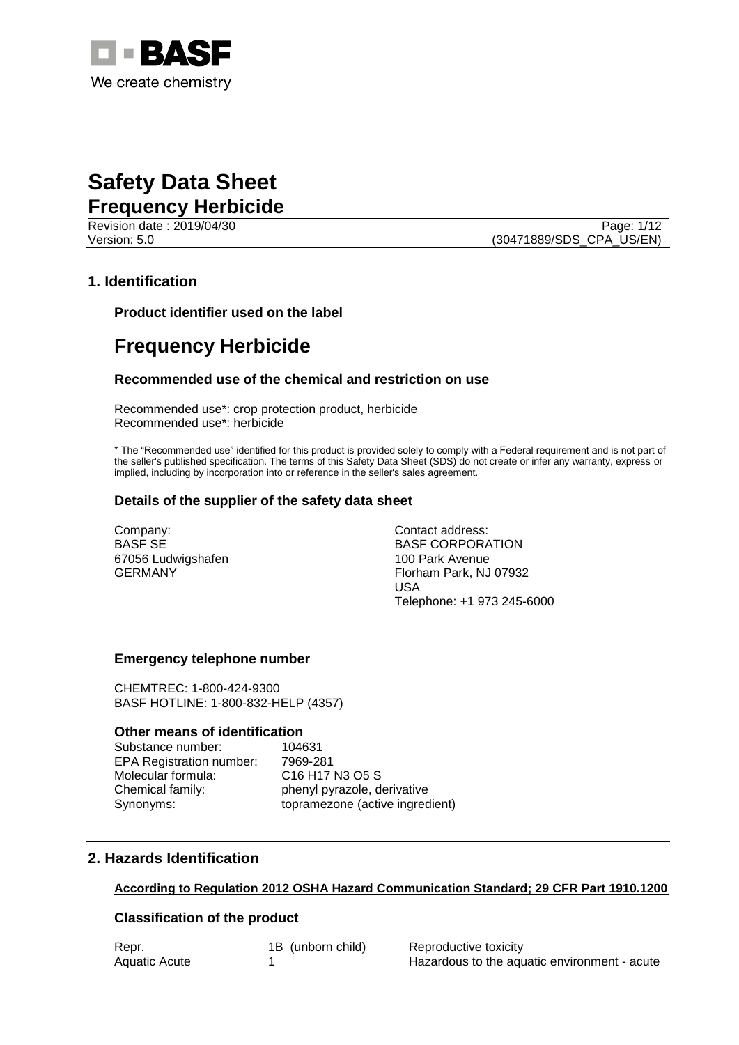# Safety Data Sheet

## Frequency Herbicide

Revision date : 2019/04/30

Version: 5.0

(30471889/SDS_CPA_US/EN)

## 1. Identification

### Product identifier used on the label

# Frequency Herbicide

### Recommended use of the chemical and restriction on use

Recommended use*: crop protection product, herbicide
Recommended use*: herbicide

* The "Recommended use" identified for this product is provided solely to comply with a Federal requirement and is not part of the seller's published specification. The terms of this Safety Data Sheet (SDS) do not create or infer any warranty, express or implied, including by incorporation into or reference in the seller's sales agreement.

### Details of the supplier of the safety data sheet

Company:
BASF SE
67056 Ludwigshafen
GERMANY

Contact address:
BASF CORPORATION
100 Park Avenue
Florham Park, NJ 07932
USA
Telephone: +1 973 245-6000

### Emergency telephone number

CHEMTREC: 1-800-424-9300
BASF HOTLINE: 1-800-832-HELP (4357)

### Other means of identification

| | |
|---|---|
| Substance number: | 104631 |
| EPA Registration number: | 7969-281 |
| Molecular formula: | $C_{16}H_{17}N_3O_5S$ |
| Chemical family: | phenyl pyrazole, derivative |
| Synonyms: | topramezone (active ingredient) |

## 2. Hazards Identification

**According to Regulation 2012 OSHA Hazard Communication Standard; 29 CFR Part 1910.1200**

### Classification of the product

| | | |
|---|---|---|
| Repr. | 1B (unborn child) | Reproductive toxicity |
| Aquatic Acute | 1 | Hazardous to the aquatic environment - acute |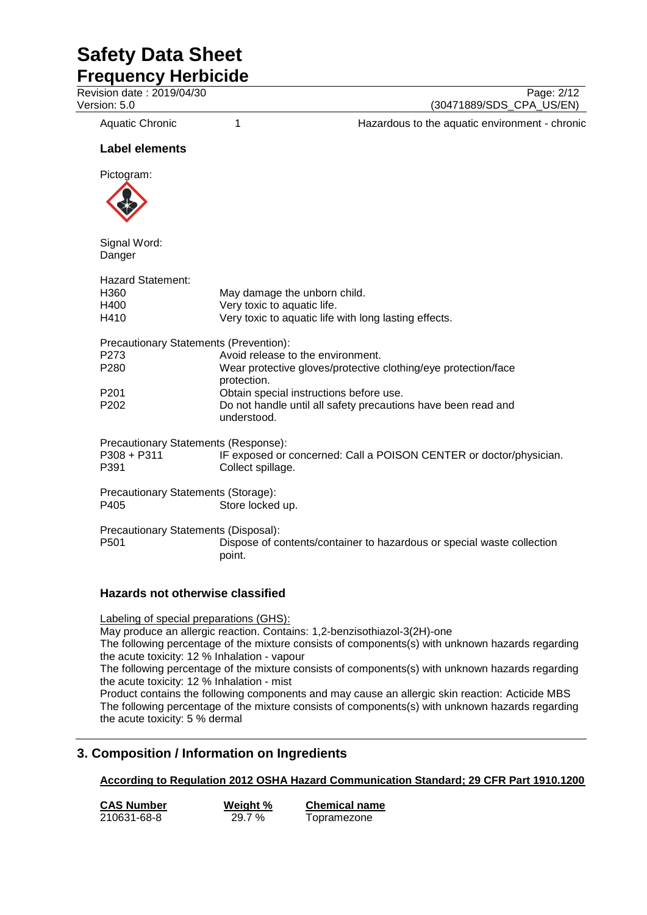| Aquatic Chronic | 1 | Hazardous to the aquatic environment - chronic |
|---|---|---|

### Label elements

Pictogram:

Signal Word:
Danger

Hazard Statement:

| | |
|---|---|
| H360 | May damage the unborn child. |
| H400 | Very toxic to aquatic life. |
| H410 | Very toxic to aquatic life with long lasting effects. |

Precautionary Statements (Prevention):

| | |
|---|---|
| P273 | Avoid release to the environment. |
| P280 | Wear protective gloves/protective clothing/eye protection/face protection. |
| P201 | Obtain special instructions before use. |
| P202 | Do not handle until all safety precautions have been read and understood. |

Precautionary Statements (Response):

| | |
|---|---|
| P308 + P311 | IF exposed or concerned: Call a POISON CENTER or doctor/physician. |
| P391 | Collect spillage. |

Precautionary Statements (Storage):

| | |
|---|---|
| P405 | Store locked up. |

Precautionary Statements (Disposal):

| | |
|---|---|
| P501 | Dispose of contents/container to hazardous or special waste collection point. |

### Hazards not otherwise classified

Labeling of special preparations (GHS):
May produce an allergic reaction. Contains: 1,2-benzisothiazol-3(2H)-one
The following percentage of the mixture consists of components(s) with unknown hazards regarding the acute toxicity: 12 % Inhalation - vapour
The following percentage of the mixture consists of components(s) with unknown hazards regarding the acute toxicity: 12 % Inhalation - mist
Product contains the following components and may cause an allergic skin reaction: Acticide MBS
The following percentage of the mixture consists of components(s) with unknown hazards regarding the acute toxicity: 5 % dermal

## 3. Composition / Information on Ingredients

**According to Regulation 2012 OSHA Hazard Communication Standard; 29 CFR Part 1910.1200**

| CAS Number | Weight % | Chemical name |
|---|---|---|
| 210631-68-8 | 29.7 % | Topramezone |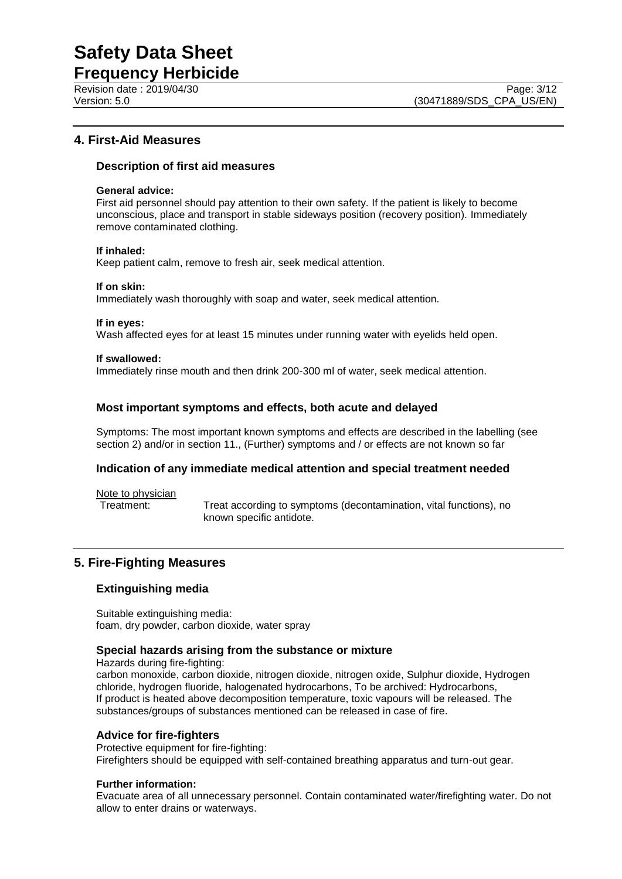## 4. First-Aid Measures

### Description of first aid measures

**General advice:**
First aid personnel should pay attention to their own safety. If the patient is likely to become unconscious, place and transport in stable sideways position (recovery position). Immediately remove contaminated clothing.

**If inhaled:**
Keep patient calm, remove to fresh air, seek medical attention.

**If on skin:**
Immediately wash thoroughly with soap and water, seek medical attention.

**If in eyes:**
Wash affected eyes for at least 15 minutes under running water with eyelids held open.

**If swallowed:**
Immediately rinse mouth and then drink 200-300 ml of water, seek medical attention.

### Most important symptoms and effects, both acute and delayed

Symptoms: The most important known symptoms and effects are described in the labelling (see section 2) and/or in section 11., (Further) symptoms and / or effects are not known so far

### Indication of any immediate medical attention and special treatment needed

Note to physician

Treatment: Treat according to symptoms (decontamination, vital functions), no known specific antidote.

## 5. Fire-Fighting Measures

### Extinguishing media

Suitable extinguishing media:
foam, dry powder, carbon dioxide, water spray

### Special hazards arising from the substance or mixture

Hazards during fire-fighting:
carbon monoxide, carbon dioxide, nitrogen dioxide, nitrogen oxide, Sulphur dioxide, Hydrogen chloride, hydrogen fluoride, halogenated hydrocarbons, To be archived: Hydrocarbons,
If product is heated above decomposition temperature, toxic vapours will be released. The substances/groups of substances mentioned can be released in case of fire.

### Advice for fire-fighters

Protective equipment for fire-fighting:
Firefighters should be equipped with self-contained breathing apparatus and turn-out gear.

**Further information:**
Evacuate area of all unnecessary personnel. Contain contaminated water/firefighting water. Do not allow to enter drains or waterways.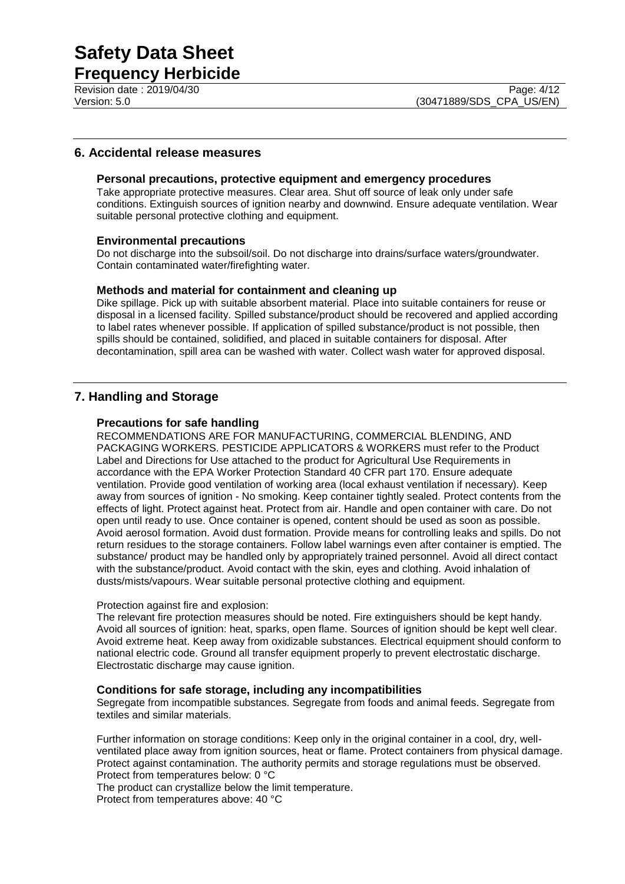## 6. Accidental release measures

### Personal precautions, protective equipment and emergency procedures

Take appropriate protective measures. Clear area. Shut off source of leak only under safe conditions. Extinguish sources of ignition nearby and downwind. Ensure adequate ventilation. Wear suitable personal protective clothing and equipment.

### Environmental precautions

Do not discharge into the subsoil/soil. Do not discharge into drains/surface waters/groundwater. Contain contaminated water/firefighting water.

### Methods and material for containment and cleaning up

Dike spillage. Pick up with suitable absorbent material. Place into suitable containers for reuse or disposal in a licensed facility. Spilled substance/product should be recovered and applied according to label rates whenever possible. If application of spilled substance/product is not possible, then spills should be contained, solidified, and placed in suitable containers for disposal. After decontamination, spill area can be washed with water. Collect wash water for approved disposal.

## 7. Handling and Storage

### Precautions for safe handling

RECOMMENDATIONS ARE FOR MANUFACTURING, COMMERCIAL BLENDING, AND PACKAGING WORKERS. PESTICIDE APPLICATORS & WORKERS must refer to the Product Label and Directions for Use attached to the product for Agricultural Use Requirements in accordance with the EPA Worker Protection Standard 40 CFR part 170. Ensure adequate ventilation. Provide good ventilation of working area (local exhaust ventilation if necessary). Keep away from sources of ignition - No smoking. Keep container tightly sealed. Protect contents from the effects of light. Protect against heat. Protect from air. Handle and open container with care. Do not open until ready to use. Once container is opened, content should be used as soon as possible. Avoid aerosol formation. Avoid dust formation. Provide means for controlling leaks and spills. Do not return residues to the storage containers. Follow label warnings even after container is emptied. The substance/ product may be handled only by appropriately trained personnel. Avoid all direct contact with the substance/product. Avoid contact with the skin, eyes and clothing. Avoid inhalation of dusts/mists/vapours. Wear suitable personal protective clothing and equipment.

Protection against fire and explosion:

The relevant fire protection measures should be noted. Fire extinguishers should be kept handy. Avoid all sources of ignition: heat, sparks, open flame. Sources of ignition should be kept well clear. Avoid extreme heat. Keep away from oxidizable substances. Electrical equipment should conform to national electric code. Ground all transfer equipment properly to prevent electrostatic discharge. Electrostatic discharge may cause ignition.

### Conditions for safe storage, including any incompatibilities

Segregate from incompatible substances. Segregate from foods and animal feeds. Segregate from textiles and similar materials.

Further information on storage conditions: Keep only in the original container in a cool, dry, well-ventilated place away from ignition sources, heat or flame. Protect containers from physical damage. Protect against contamination. The authority permits and storage regulations must be observed.
Protect from temperatures below: 0 °C
The product can crystallize below the limit temperature.
Protect from temperatures above: 40 °C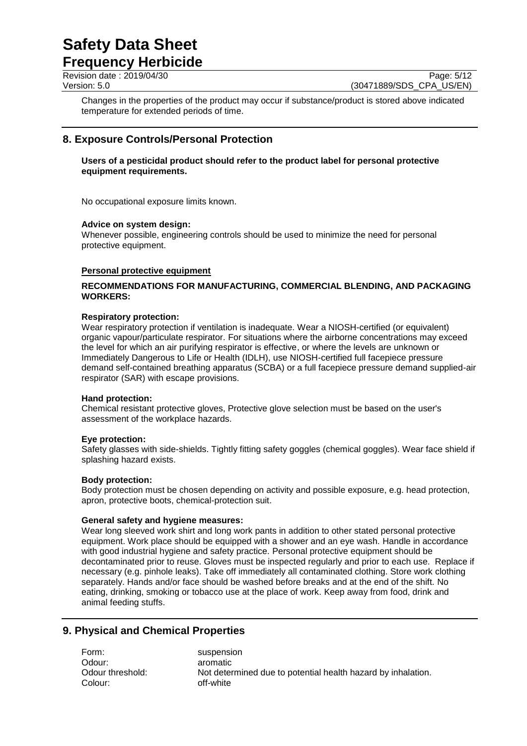Changes in the properties of the product may occur if substance/product is stored above indicated temperature for extended periods of time.

## 8. Exposure Controls/Personal Protection

**Users of a pesticidal product should refer to the product label for personal protective equipment requirements.**

No occupational exposure limits known.

**Advice on system design:**
Whenever possible, engineering controls should be used to minimize the need for personal protective equipment.

**Personal protective equipment**

**RECOMMENDATIONS FOR MANUFACTURING, COMMERCIAL BLENDING, AND PACKAGING WORKERS:**

**Respiratory protection:**
Wear respiratory protection if ventilation is inadequate. Wear a NIOSH-certified (or equivalent) organic vapour/particulate respirator. For situations where the airborne concentrations may exceed the level for which an air purifying respirator is effective, or where the levels are unknown or Immediately Dangerous to Life or Health (IDLH), use NIOSH-certified full facepiece pressure demand self-contained breathing apparatus (SCBA) or a full facepiece pressure demand supplied-air respirator (SAR) with escape provisions.

**Hand protection:**
Chemical resistant protective gloves, Protective glove selection must be based on the user's assessment of the workplace hazards.

**Eye protection:**
Safety glasses with side-shields. Tightly fitting safety goggles (chemical goggles). Wear face shield if splashing hazard exists.

**Body protection:**
Body protection must be chosen depending on activity and possible exposure, e.g. head protection, apron, protective boots, chemical-protection suit.

**General safety and hygiene measures:**
Wear long sleeved work shirt and long work pants in addition to other stated personal protective equipment. Work place should be equipped with a shower and an eye wash. Handle in accordance with good industrial hygiene and safety practice. Personal protective equipment should be decontaminated prior to reuse. Gloves must be inspected regularly and prior to each use. Replace if necessary (e.g. pinhole leaks). Take off immediately all contaminated clothing. Store work clothing separately. Hands and/or face should be washed before breaks and at the end of the shift. No eating, drinking, smoking or tobacco use at the place of work. Keep away from food, drink and animal feeding stuffs.

## 9. Physical and Chemical Properties

| | |
|---|---|
| Form: | suspension |
| Odour: | aromatic |
| Odour threshold: | Not determined due to potential health hazard by inhalation. |
| Colour: | off-white |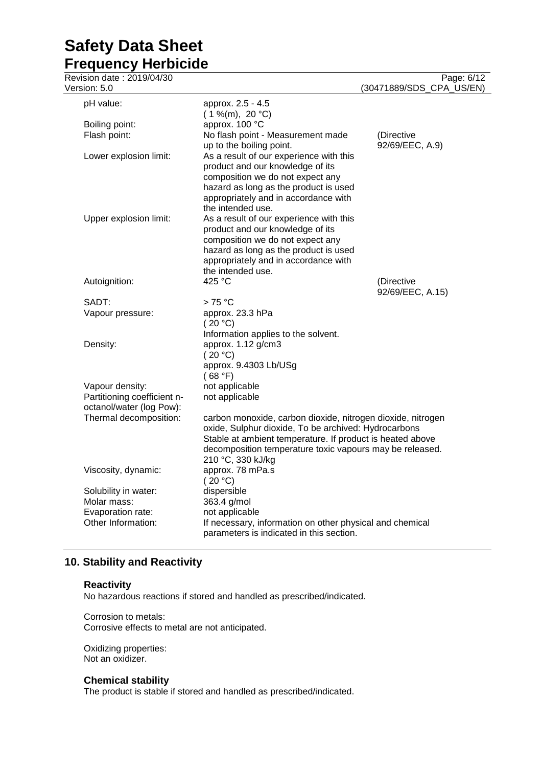| | | |
|---|---|---|
| pH value: | approx. 2.5 - 4.5<br>( 1 %(m), 20 °C) | |
| Boiling point: | approx. 100 °C | |
| Flash point: | No flash point - Measurement made up to the boiling point. | (Directive 92/69/EEC, A.9) |
| Lower explosion limit: | As a result of our experience with this product and our knowledge of its composition we do not expect any hazard as long as the product is used appropriately and in accordance with the intended use. | |
| Upper explosion limit: | As a result of our experience with this product and our knowledge of its composition we do not expect any hazard as long as the product is used appropriately and in accordance with the intended use. | |
| Autoignition: | 425 °C | (Directive 92/69/EEC, A.15) |
| SADT: | > 75 °C | |
| Vapour pressure: | approx. 23.3 hPa<br>( 20 °C)<br>Information applies to the solvent. | |
| Density: | approx. 1.12 g/cm3<br>( 20 °C)<br>approx. 9.4303 Lb/USg<br>( 68 °F) | |
| Vapour density: | not applicable | |
| Partitioning coefficient n-octanol/water (log Pow): | not applicable | |
| Thermal decomposition: | carbon monoxide, carbon dioxide, nitrogen dioxide, nitrogen oxide, Sulphur dioxide, To be archived: Hydrocarbons<br>Stable at ambient temperature. If product is heated above decomposition temperature toxic vapours may be released.<br>210 °C, 330 kJ/kg | |
| Viscosity, dynamic: | approx. 78 mPa.s<br>( 20 °C) | |
| Solubility in water: | dispersible | |
| Molar mass: | 363.4 g/mol | |
| Evaporation rate: | not applicable | |
| Other Information: | If necessary, information on other physical and chemical parameters is indicated in this section. | |

## 10. Stability and Reactivity

### Reactivity

No hazardous reactions if stored and handled as prescribed/indicated.

Corrosion to metals:
Corrosive effects to metal are not anticipated.

Oxidizing properties:
Not an oxidizer.

### Chemical stability

The product is stable if stored and handled as prescribed/indicated.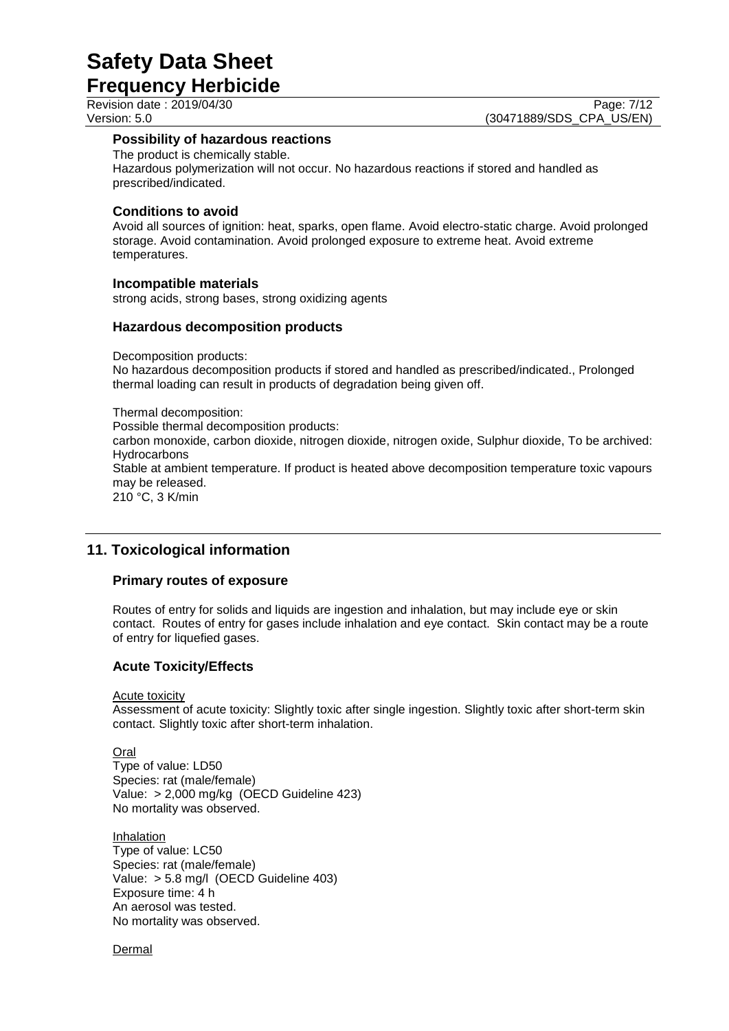### Possibility of hazardous reactions

The product is chemically stable.
Hazardous polymerization will not occur. No hazardous reactions if stored and handled as prescribed/indicated.

### Conditions to avoid

Avoid all sources of ignition: heat, sparks, open flame. Avoid electro-static charge. Avoid prolonged storage. Avoid contamination. Avoid prolonged exposure to extreme heat. Avoid extreme temperatures.

### Incompatible materials

strong acids, strong bases, strong oxidizing agents

### Hazardous decomposition products

Decomposition products:
No hazardous decomposition products if stored and handled as prescribed/indicated., Prolonged thermal loading can result in products of degradation being given off.

Thermal decomposition:
Possible thermal decomposition products:
carbon monoxide, carbon dioxide, nitrogen dioxide, nitrogen oxide, Sulphur dioxide, To be archived: Hydrocarbons
Stable at ambient temperature. If product is heated above decomposition temperature toxic vapours may be released.
210 °C, 3 K/min

## 11. Toxicological information

### Primary routes of exposure

Routes of entry for solids and liquids are ingestion and inhalation, but may include eye or skin contact. Routes of entry for gases include inhalation and eye contact. Skin contact may be a route of entry for liquefied gases.

### Acute Toxicity/Effects

Acute toxicity
Assessment of acute toxicity: Slightly toxic after single ingestion. Slightly toxic after short-term skin contact. Slightly toxic after short-term inhalation.

Oral
Type of value: LD50
Species: rat (male/female)
Value: > 2,000 mg/kg (OECD Guideline 423)
No mortality was observed.

Inhalation
Type of value: LC50
Species: rat (male/female)
Value: > 5.8 mg/l (OECD Guideline 403)
Exposure time: 4 h
An aerosol was tested.
No mortality was observed.

Dermal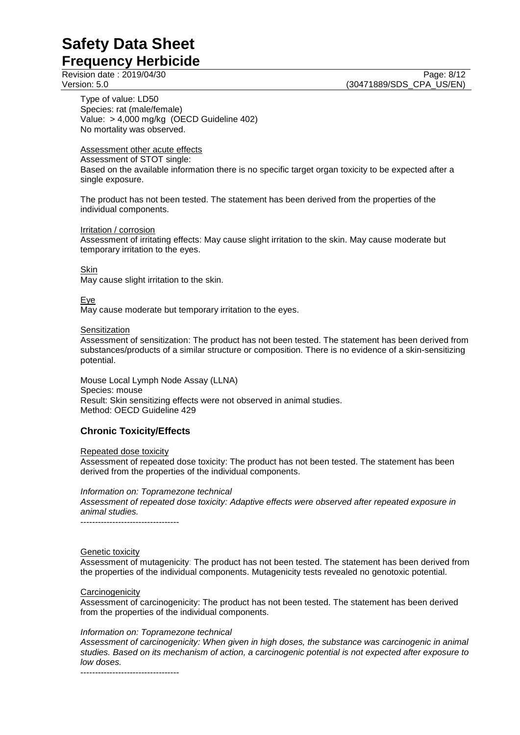Type of value: LD50
Species: rat (male/female)
Value: > 4,000 mg/kg (OECD Guideline 402)
No mortality was observed.

Assessment other acute effects

Assessment of STOT single:
Based on the available information there is no specific target organ toxicity to be expected after a single exposure.

The product has not been tested. The statement has been derived from the properties of the individual components.

Irritation / corrosion

Assessment of irritating effects: May cause slight irritation to the skin. May cause moderate but temporary irritation to the eyes.

Skin

May cause slight irritation to the skin.

Eye

May cause moderate but temporary irritation to the eyes.

Sensitization

Assessment of sensitization: The product has not been tested. The statement has been derived from substances/products of a similar structure or composition. There is no evidence of a skin-sensitizing potential.

Mouse Local Lymph Node Assay (LLNA)
Species: mouse
Result: Skin sensitizing effects were not observed in animal studies.
Method: OECD Guideline 429

## Chronic Toxicity/Effects

Repeated dose toxicity

Assessment of repeated dose toxicity: The product has not been tested. The statement has been derived from the properties of the individual components.

*Information on: Topramezone technical*
*Assessment of repeated dose toxicity: Adaptive effects were observed after repeated exposure in animal studies.*

----------------------------------

Genetic toxicity

Assessment of mutagenicity: The product has not been tested. The statement has been derived from the properties of the individual components. Mutagenicity tests revealed no genotoxic potential.

Carcinogenicity

Assessment of carcinogenicity: The product has not been tested. The statement has been derived from the properties of the individual components.

*Information on: Topramezone technical*
*Assessment of carcinogenicity: When given in high doses, the substance was carcinogenic in animal studies. Based on its mechanism of action, a carcinogenic potential is not expected after exposure to low doses.*

----------------------------------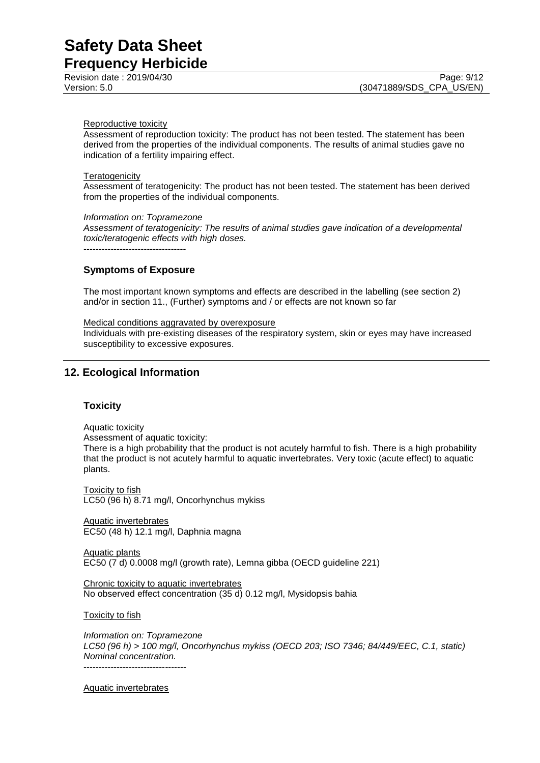Reproductive toxicity

Assessment of reproduction toxicity: The product has not been tested. The statement has been derived from the properties of the individual components. The results of animal studies gave no indication of a fertility impairing effect.

Teratogenicity

Assessment of teratogenicity: The product has not been tested. The statement has been derived from the properties of the individual components.

*Information on: Topramezone*
*Assessment of teratogenicity: The results of animal studies gave indication of a developmental toxic/teratogenic effects with high doses.*
----------------------------------

### Symptoms of Exposure

The most important known symptoms and effects are described in the labelling (see section 2) and/or in section 11., (Further) symptoms and / or effects are not known so far

Medical conditions aggravated by overexposure

Individuals with pre-existing diseases of the respiratory system, skin or eyes may have increased susceptibility to excessive exposures.

## 12. Ecological Information

### Toxicity

Aquatic toxicity

Assessment of aquatic toxicity:

There is a high probability that the product is not acutely harmful to fish. There is a high probability that the product is not acutely harmful to aquatic invertebrates. Very toxic (acute effect) to aquatic plants.

Toxicity to fish

LC50 (96 h) 8.71 mg/l, Oncorhynchus mykiss

Aquatic invertebrates

EC50 (48 h) 12.1 mg/l, Daphnia magna

Aquatic plants

EC50 (7 d) 0.0008 mg/l (growth rate), Lemna gibba (OECD guideline 221)

Chronic toxicity to aquatic invertebrates

No observed effect concentration (35 d) 0.12 mg/l, Mysidopsis bahia

Toxicity to fish

*Information on: Topramezone*
*LC50 (96 h) > 100 mg/l, Oncorhynchus mykiss (OECD 203; ISO 7346; 84/449/EEC, C.1, static) Nominal concentration.*
----------------------------------

Aquatic invertebrates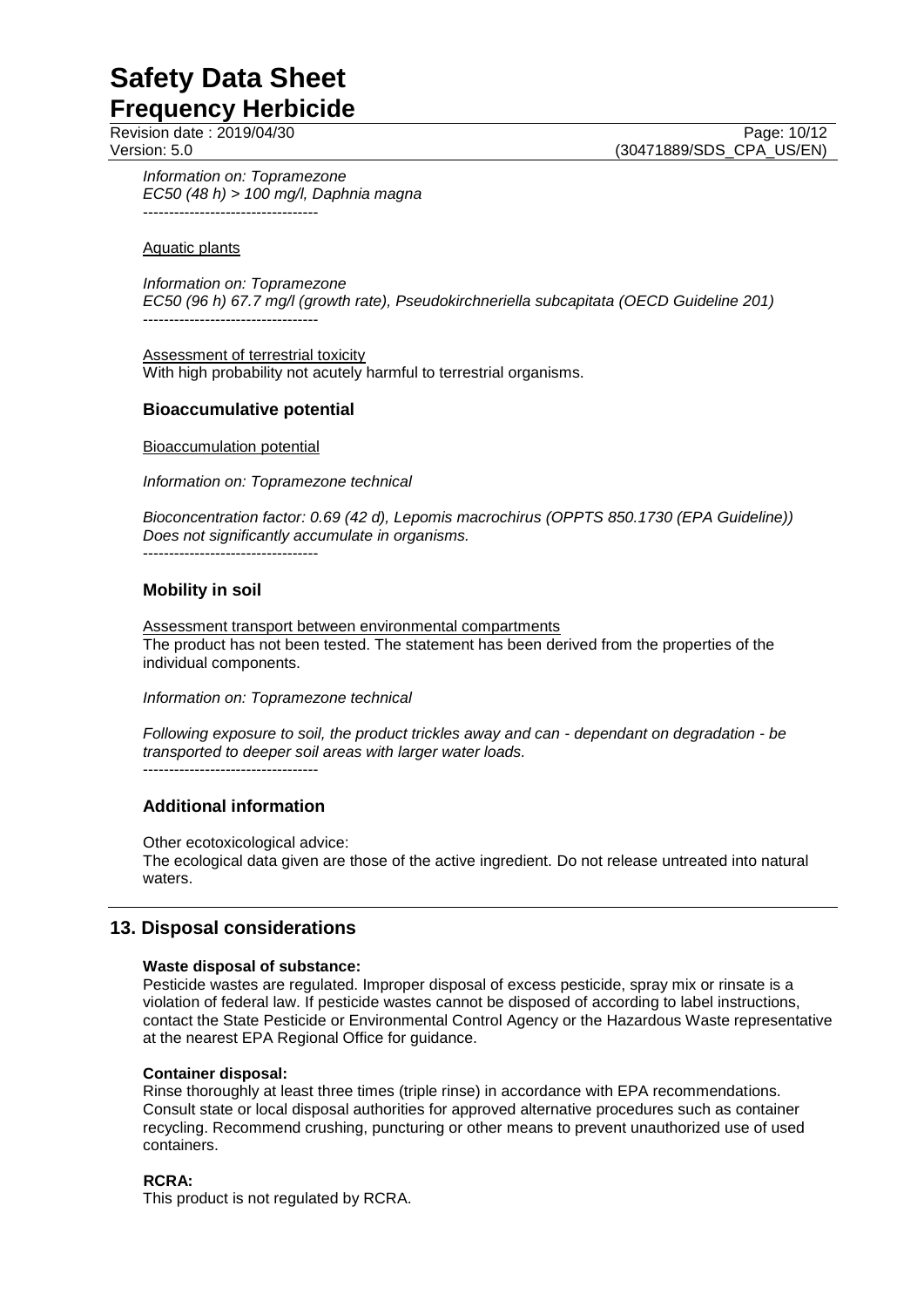*Information on: Topramezone*
*EC50 (48 h) > 100 mg/l, Daphnia magna*
----------------------------------

Aquatic plants

*Information on: Topramezone*
*EC50 (96 h) 67.7 mg/l (growth rate), Pseudokirchneriella subcapitata (OECD Guideline 201)*
----------------------------------

Assessment of terrestrial toxicity
With high probability not acutely harmful to terrestrial organisms.

### Bioaccumulative potential

Bioaccumulation potential

*Information on: Topramezone technical*

*Bioconcentration factor: 0.69 (42 d), Lepomis macrochirus (OPPTS 850.1730 (EPA Guideline))*
*Does not significantly accumulate in organisms.*
----------------------------------

### Mobility in soil

Assessment transport between environmental compartments
The product has not been tested. The statement has been derived from the properties of the individual components.

*Information on: Topramezone technical*

*Following exposure to soil, the product trickles away and can - dependant on degradation - be transported to deeper soil areas with larger water loads.*
----------------------------------

### Additional information

Other ecotoxicological advice:
The ecological data given are those of the active ingredient. Do not release untreated into natural waters.

## 13. Disposal considerations

**Waste disposal of substance:**
Pesticide wastes are regulated. Improper disposal of excess pesticide, spray mix or rinsate is a violation of federal law. If pesticide wastes cannot be disposed of according to label instructions, contact the State Pesticide or Environmental Control Agency or the Hazardous Waste representative at the nearest EPA Regional Office for guidance.

**Container disposal:**
Rinse thoroughly at least three times (triple rinse) in accordance with EPA recommendations. Consult state or local disposal authorities for approved alternative procedures such as container recycling. Recommend crushing, puncturing or other means to prevent unauthorized use of used containers.

**RCRA:**
This product is not regulated by RCRA.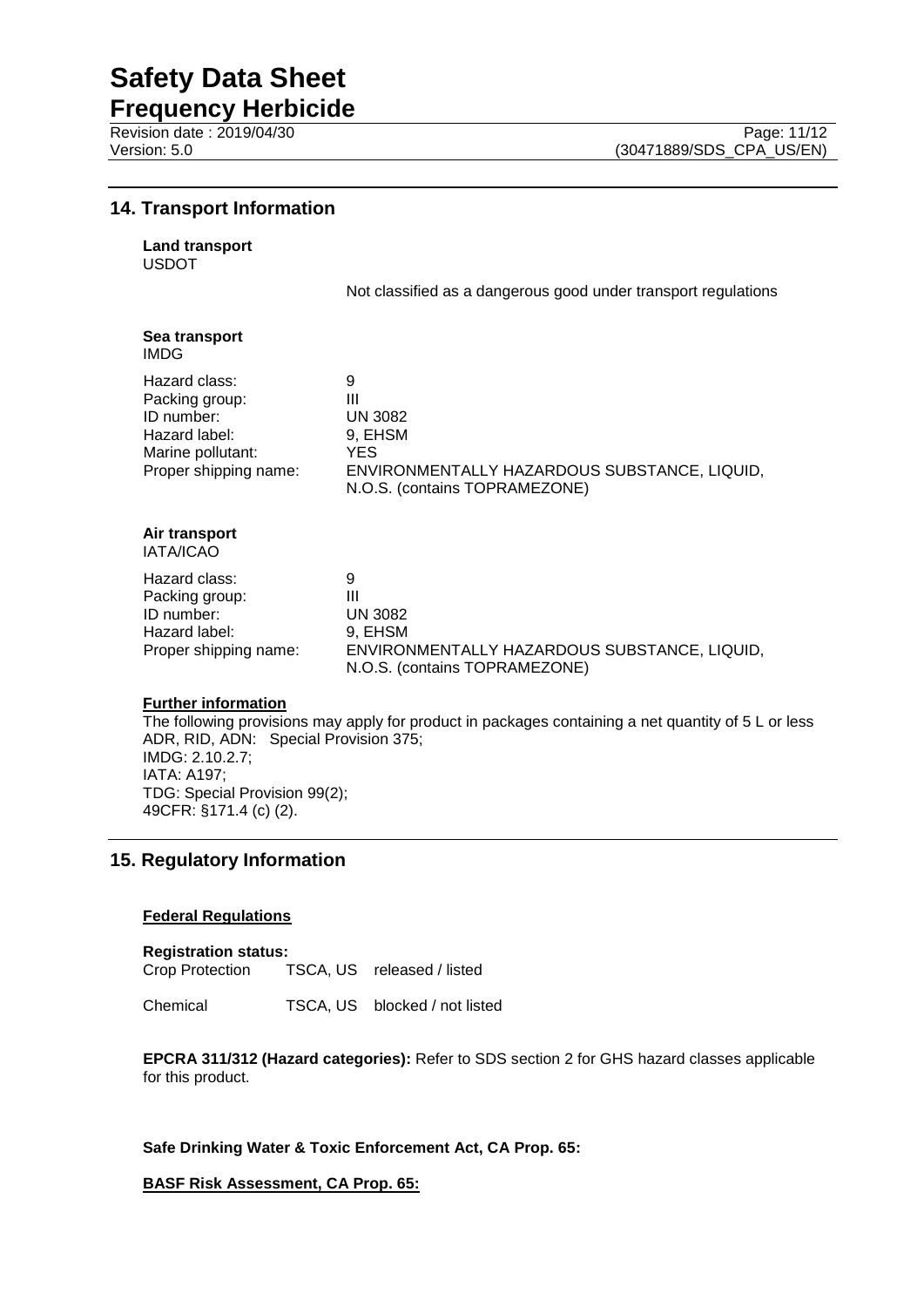## 14. Transport Information

**Land transport**
USDOT

Not classified as a dangerous good under transport regulations

**Sea transport**
IMDG

| | |
|---|---|
| Hazard class: | 9 |
| Packing group: | III |
| ID number: | UN 3082 |
| Hazard label: | 9, EHSM |
| Marine pollutant: | YES |
| Proper shipping name: | ENVIRONMENTALLY HAZARDOUS SUBSTANCE, LIQUID, N.O.S. (contains TOPRAMEZONE) |

**Air transport**
IATA/ICAO

| | |
|---|---|
| Hazard class: | 9 |
| Packing group: | III |
| ID number: | UN 3082 |
| Hazard label: | 9, EHSM |
| Proper shipping name: | ENVIRONMENTALLY HAZARDOUS SUBSTANCE, LIQUID, N.O.S. (contains TOPRAMEZONE) |

**Further information**

The following provisions may apply for product in packages containing a net quantity of 5 L or less
ADR, RID, ADN: Special Provision 375;
IMDG: 2.10.2.7;
IATA: A197;
TDG: Special Provision 99(2);
49CFR: §171.4 (c) (2).

## 15. Regulatory Information

**Federal Regulations**

**Registration status:**

| | | |
|---|---|---|
| Crop Protection | TSCA, US | released / listed |
| Chemical | TSCA, US | blocked / not listed |

**EPCRA 311/312 (Hazard categories):** Refer to SDS section 2 for GHS hazard classes applicable for this product.

**Safe Drinking Water & Toxic Enforcement Act, CA Prop. 65:**

**BASF Risk Assessment, CA Prop. 65:**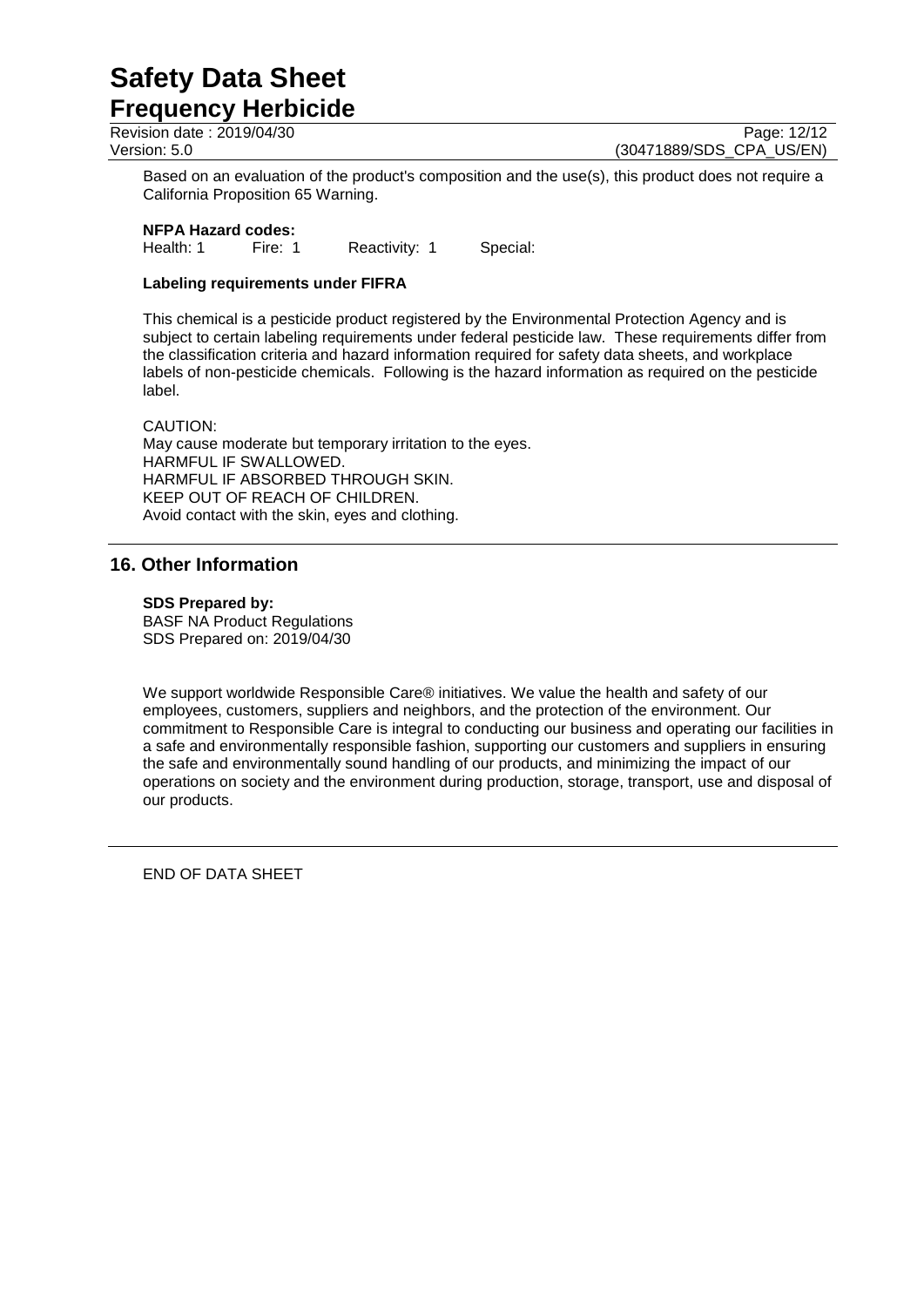Based on an evaluation of the product's composition and the use(s), this product does not require a California Proposition 65 Warning.

**NFPA Hazard codes:**

Health: 1 Fire: 1 Reactivity: 1 Special:

**Labeling requirements under FIFRA**

This chemical is a pesticide product registered by the Environmental Protection Agency and is subject to certain labeling requirements under federal pesticide law. These requirements differ from the classification criteria and hazard information required for safety data sheets, and workplace labels of non-pesticide chemicals. Following is the hazard information as required on the pesticide label.

CAUTION:
May cause moderate but temporary irritation to the eyes.
HARMFUL IF SWALLOWED.
HARMFUL IF ABSORBED THROUGH SKIN.
KEEP OUT OF REACH OF CHILDREN.
Avoid contact with the skin, eyes and clothing.

## 16. Other Information

**SDS Prepared by:**
BASF NA Product Regulations
SDS Prepared on: 2019/04/30

We support worldwide Responsible Care® initiatives. We value the health and safety of our employees, customers, suppliers and neighbors, and the protection of the environment. Our commitment to Responsible Care is integral to conducting our business and operating our facilities in a safe and environmentally responsible fashion, supporting our customers and suppliers in ensuring the safe and environmentally sound handling of our products, and minimizing the impact of our operations on society and the environment during production, storage, transport, use and disposal of our products.

---

END OF DATA SHEET